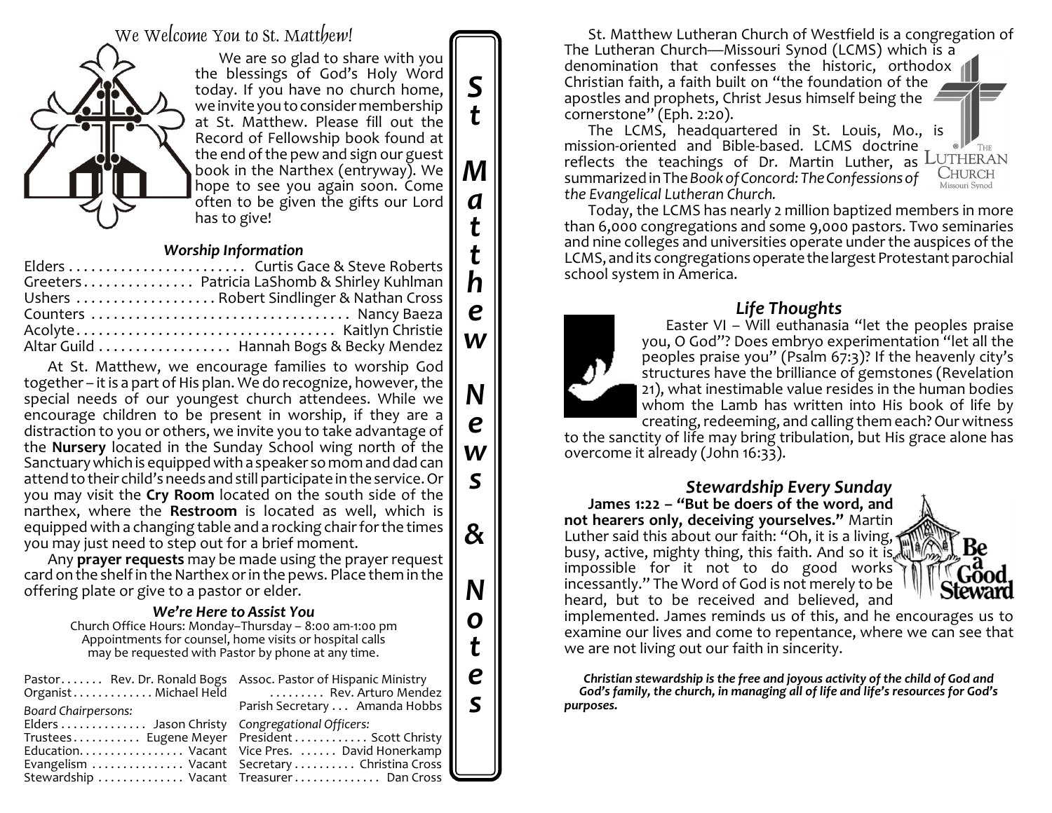## We Welcome You to St. Matthew!

We are so glad to share with you the blessings of God's Holy Word today. If you have no church home, we invite you to consider membership at St. Matthew. Please fill out the Record of Fellowship book found at the end of the pew and sign our guest book in the Narthex (entryway). We hope to see you again soon. Come often to be given the gifts our Lord has to give!

### *Worship Information*

Elders . . . . . . . . . . . . . . . . . . . . . . . . Curtis Gace & Steve Roberts
Greeters . . . . . . . . . . . . . . . Patricia LaShomb & Shirley Kuhlman
Ushers . . . . . . . . . . . . . . . . . . . Robert Sindlinger & Nathan Cross
Counters . . . . . . . . . . . . . . . . . . . . . . . . . . . . . . . . . . . Nancy Baeza
Acolyte . . . . . . . . . . . . . . . . . . . . . . . . . . . . . . . . . . Kaitlyn Christie
Altar Guild . . . . . . . . . . . . . . . . . . Hannah Bogs & Becky Mendez

At St. Matthew, we encourage families to worship God together – it is a part of His plan. We do recognize, however, the special needs of our youngest church attendees. While we encourage children to be present in worship, if they are a distraction to you or others, we invite you to take advantage of the **Nursery** located in the Sunday School wing north of the Sanctuary which is equipped with a speaker so mom and dad can attend to their child's needs and still participate in the service. Or you may visit the **Cry Room** located on the south side of the narthex, where the **Restroom** is located as well, which is equipped with a changing table and a rocking chair for the times you may just need to step out for a brief moment.

Any **prayer requests** may be made using the prayer request card on the shelf in the Narthex or in the pews. Place them in the offering plate or give to a pastor or elder.

### *We're Here to Assist You*

Church Office Hours: Monday–Thursday – 8:00 am-1:00 pm
Appointments for counsel, home visits or hospital calls may be requested with Pastor by phone at any time.

Pastor . . . . . . . Rev. Dr. Ronald Bogs
Organist . . . . . . . . . . . . . Michael Held

*Board Chairpersons:*
Elders . . . . . . . . . . . . . . Jason Christy
Trustees . . . . . . . . . . . Eugene Meyer
Education. . . . . . . . . . . . . . . . . Vacant
Evangelism . . . . . . . . . . . . . . . Vacant
Stewardship . . . . . . . . . . . . . . Vacant

Assoc. Pastor of Hispanic Ministry . . . . . . . . . Rev. Arturo Mendez
Parish Secretary . . . Amanda Hobbs

*Congregational Officers:*
President . . . . . . . . . . . . Scott Christy
Vice Pres. . . . . . . David Honerkamp
Secretary . . . . . . . . . . Christina Cross
Treasurer . . . . . . . . . . . . . . Dan Cross

# St Matthew News & Notes

St. Matthew Lutheran Church of Westfield is a congregation of The Lutheran Church—Missouri Synod (LCMS) which is a denomination that confesses the historic, orthodox Christian faith, a faith built on "the foundation of the apostles and prophets, Christ Jesus himself being the cornerstone" (Eph. 2:20).

The LCMS, headquartered in St. Louis, Mo., is mission-oriented and Bible-based. LCMS doctrine reflects the teachings of Dr. Martin Luther, as summarized in The *Book of Concord: The Confessions of the Evangelical Lutheran Church.*

Today, the LCMS has nearly 2 million baptized members in more than 6,000 congregations and some 9,000 pastors. Two seminaries and nine colleges and universities operate under the auspices of the LCMS, and its congregations operate the largest Protestant parochial school system in America.

### *Life Thoughts*

Easter VI – Will euthanasia "let the peoples praise you, O God"? Does embryo experimentation "let all the peoples praise you" (Psalm 67:3)? If the heavenly city's structures have the brilliance of gemstones (Revelation 21), what inestimable value resides in the human bodies whom the Lamb has written into His book of life by creating, redeeming, and calling them each? Our witness to the sanctity of life may bring tribulation, but His grace alone has overcome it already (John 16:33).

### *Stewardship Every Sunday*

**James 1:22 – "But be doers of the word, and not hearers only, deceiving yourselves."** Martin Luther said this about our faith: "Oh, it is a living, busy, active, mighty thing, this faith. And so it is impossible for it not to do good works incessantly." The Word of God is not merely to be heard, but to be received and believed, and implemented. James reminds us of this, and he encourages us to examine our lives and come to repentance, where we can see that we are not living out our faith in sincerity.

***Christian stewardship is the free and joyous activity of the child of God and God's family, the church, in managing all of life and life's resources for God's purposes.***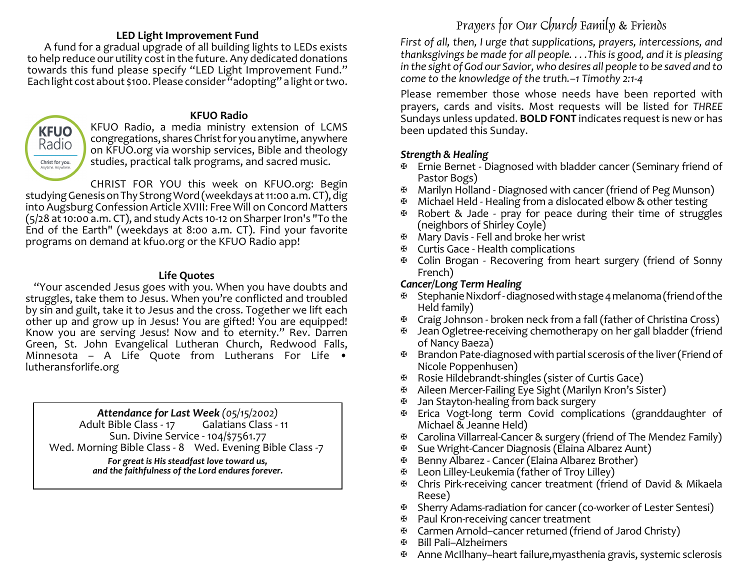### LED Light Improvement Fund

A fund for a gradual upgrade of all building lights to LEDs exists to help reduce our utility cost in the future. Any dedicated donations towards this fund please specify "LED Light Improvement Fund." Each light cost about $100. Please consider "adopting" a light or two.

### KFUO Radio

KFUO Radio, a media ministry extension of LCMS congregations, shares Christ for you anytime, anywhere on KFUO.org via worship services, Bible and theology studies, practical talk programs, and sacred music.

CHRIST FOR YOU this week on KFUO.org: Begin studying Genesis on Thy Strong Word (weekdays at 11:00 a.m. CT), dig into Augsburg Confession Article XVIII: Free Will on Concord Matters (5/28 at 10:00 a.m. CT), and study Acts 10-12 on Sharper Iron's "To the End of the Earth" (weekdays at 8:00 a.m. CT). Find your favorite programs on demand at kfuo.org or the KFUO Radio app!

### Life Quotes

"Your ascended Jesus goes with you. When you have doubts and struggles, take them to Jesus. When you're conflicted and troubled by sin and guilt, take it to Jesus and the cross. Together we lift each other up and grow up in Jesus! You are gifted! You are equipped! Know you are serving Jesus! Now and to eternity." Rev. Darren Green, St. John Evangelical Lutheran Church, Redwood Falls, Minnesota – A Life Quote from Lutherans For Life • lutheransforlife.org

***Attendance for Last Week** (05/15/2002)*

Adult Bible Class - 17 Galatians Class - 11

Sun. Divine Service - 104/$7561.77

Wed. Morning Bible Class - 8 Wed. Evening Bible Class -7

***For great is His steadfast love toward us, and the faithfulness of the Lord endures forever.***

## Prayers for Our Church Family & Friends

*First of all, then, I urge that supplications, prayers, intercessions, and thanksgivings be made for all people. . . .This is good, and it is pleasing in the sight of God our Savior, who desires all people to be saved and to come to the knowledge of the truth.–1 Timothy 2:1-4*

Please remember those whose needs have been reported with prayers, cards and visits. Most requests will be listed for *THREE* Sundays unless updated. **BOLD FONT** indicates request is new or has been updated this Sunday.

***Strength & Healing***

- ✠ Ernie Bernet - Diagnosed with bladder cancer (Seminary friend of Pastor Bogs)
- ✠ Marilyn Holland - Diagnosed with cancer (friend of Peg Munson)
- ✠ Michael Held - Healing from a dislocated elbow & other testing
- ✠ Robert & Jade - pray for peace during their time of struggles (neighbors of Shirley Coyle)
- ✠ Mary Davis - Fell and broke her wrist
- ✠ Curtis Gace - Health complications
- ✠ Colin Brogan - Recovering from heart surgery (friend of Sonny French)

***Cancer/Long Term Healing***

- ✠ Stephanie Nixdorf - diagnosed with stage 4 melanoma (friend of the Held family)
- ✠ Craig Johnson - broken neck from a fall (father of Christina Cross)
- ✠ Jean Ogletree-receiving chemotherapy on her gall bladder (friend of Nancy Baeza)
- ✠ Brandon Pate-diagnosed with partial scerosis of the liver (Friend of Nicole Poppenhusen)
- ✠ Rosie Hildebrandt-shingles (sister of Curtis Gace)
- ✠ Aileen Mercer-Failing Eye Sight (Marilyn Kron's Sister)
- ✠ Jan Stayton-healing from back surgery
- ✠ Erica Vogt-long term Covid complications (granddaughter of Michael & Jeanne Held)
- ✠ Carolina Villarreal-Cancer & surgery (friend of The Mendez Family)
- ✠ Sue Wright-Cancer Diagnosis (Elaina Albarez Aunt)
- ✠ Benny Albarez - Cancer (Elaina Albarez Brother)
- ✠ Leon Lilley-Leukemia (father of Troy Lilley)
- ✠ Chris Pirk-receiving cancer treatment (friend of David & Mikaela Reese)
- ✠ Sherry Adams-radiation for cancer (co-worker of Lester Sentesi)
- ✠ Paul Kron-receiving cancer treatment
- ✠ Carmen Arnold–cancer returned (friend of Jarod Christy)
- ✠ Bill Pali–Alzheimers
- ✠ Anne McIlhany–heart failure,myasthenia gravis, systemic sclerosis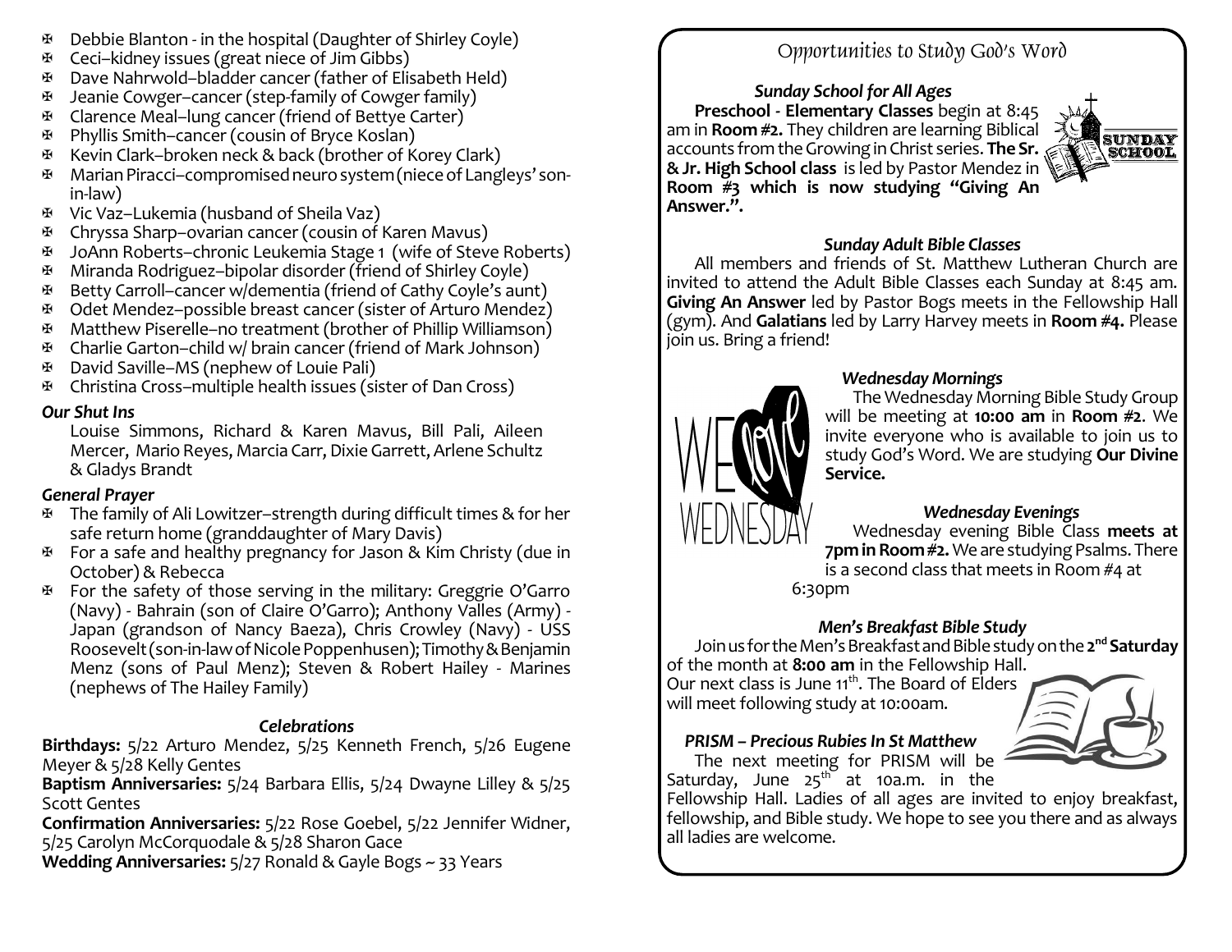- ✠ Debbie Blanton - in the hospital (Daughter of Shirley Coyle)
- ✠ Ceci–kidney issues (great niece of Jim Gibbs)
- ✠ Dave Nahrwold–bladder cancer (father of Elisabeth Held)
- ✠ Jeanie Cowger–cancer (step-family of Cowger family)
- ✠ Clarence Meal–lung cancer (friend of Bettye Carter)
- ✠ Phyllis Smith–cancer (cousin of Bryce Koslan)
- ✠ Kevin Clark–broken neck & back (brother of Korey Clark)
- ✠ Marian Piracci–compromised neuro system (niece of Langleys' son-in-law)
- ✠ Vic Vaz–Lukemia (husband of Sheila Vaz)
- ✠ Chryssa Sharp–ovarian cancer (cousin of Karen Mavus)
- ✠ JoAnn Roberts–chronic Leukemia Stage 1 (wife of Steve Roberts)
- ✠ Miranda Rodriguez–bipolar disorder (friend of Shirley Coyle)
- ✠ Betty Carroll–cancer w/dementia (friend of Cathy Coyle's aunt)
- ✠ Odet Mendez–possible breast cancer (sister of Arturo Mendez)
- ✠ Matthew Piserelle–no treatment (brother of Phillip Williamson)
- ✠ Charlie Garton–child w/ brain cancer (friend of Mark Johnson)
- ✠ David Saville–MS (nephew of Louie Pali)
- ✠ Christina Cross–multiple health issues (sister of Dan Cross)

### *Our Shut Ins*

Louise Simmons, Richard & Karen Mavus, Bill Pali, Aileen Mercer, Mario Reyes, Marcia Carr, Dixie Garrett, Arlene Schultz & Gladys Brandt

### *General Prayer*

- ✠ The family of Ali Lowitzer–strength during difficult times & for her safe return home (granddaughter of Mary Davis)
- ✠ For a safe and healthy pregnancy for Jason & Kim Christy (due in October) & Rebecca
- ✠ For the safety of those serving in the military: Greggrie O'Garro (Navy) - Bahrain (son of Claire O'Garro); Anthony Valles (Army) - Japan (grandson of Nancy Baeza), Chris Crowley (Navy) - USS Roosevelt (son-in-law of Nicole Poppenhusen); Timothy & Benjamin Menz (sons of Paul Menz); Steven & Robert Hailey - Marines (nephews of The Hailey Family)

### *Celebrations*

**Birthdays:** 5/22 Arturo Mendez, 5/25 Kenneth French, 5/26 Eugene Meyer & 5/28 Kelly Gentes

**Baptism Anniversaries:** 5/24 Barbara Ellis, 5/24 Dwayne Lilley & 5/25 Scott Gentes

**Confirmation Anniversaries:** 5/22 Rose Goebel, 5/22 Jennifer Widner, 5/25 Carolyn McCorquodale & 5/28 Sharon Gace

**Wedding Anniversaries:** 5/27 Ronald & Gayle Bogs ~ 33 Years

## Opportunities to Study God's Word

### *Sunday School for All Ages*

**Preschool - Elementary Classes** begin at 8:45 am in **Room #2.** They children are learning Biblical accounts from the Growing in Christ series. **The Sr. & Jr. High School class** is led by Pastor Mendez in **Room #3 which is now studying "Giving An Answer.".**

### *Sunday Adult Bible Classes*

All members and friends of St. Matthew Lutheran Church are invited to attend the Adult Bible Classes each Sunday at 8:45 am. **Giving An Answer** led by Pastor Bogs meets in the Fellowship Hall (gym). And **Galatians** led by Larry Harvey meets in **Room #4.** Please join us. Bring a friend!

### *Wednesday Mornings*

The Wednesday Morning Bible Study Group will be meeting at **10:00 am** in **Room #2**. We invite everyone who is available to join us to study God's Word. We are studying **Our Divine Service.**

### *Wednesday Evenings*

Wednesday evening Bible Class **meets at 7pm in Room #2.** We are studying Psalms. There is a second class that meets in Room #4 at 6:30pm

### *Men's Breakfast Bible Study*

Join us for the Men's Breakfast and Bible study on the **2nd Saturday** of the month at **8:00 am** in the Fellowship Hall. Our next class is June 11th. The Board of Elders will meet following study at 10:00am.

### *PRISM – Precious Rubies In St Matthew*

The next meeting for PRISM will be Saturday, June 25th at 10a.m. in the Fellowship Hall. Ladies of all ages are invited to enjoy breakfast, fellowship, and Bible study. We hope to see you there and as always all ladies are welcome.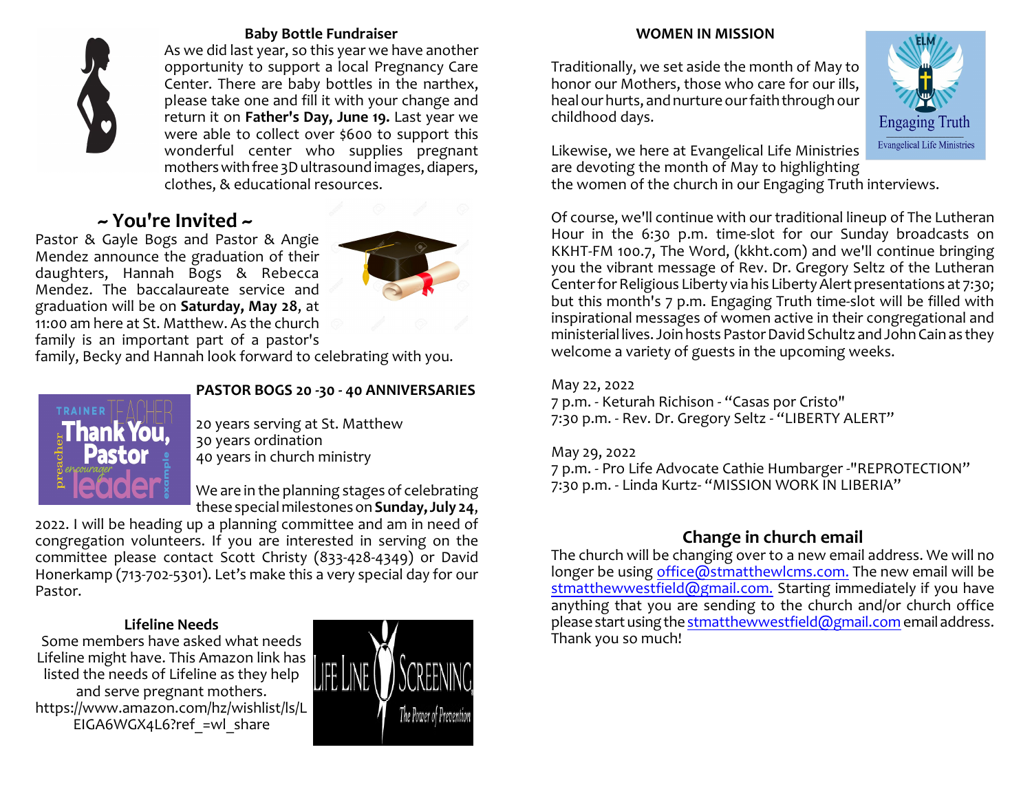### Baby Bottle Fundraiser

As we did last year, so this year we have another opportunity to support a local Pregnancy Care Center. There are baby bottles in the narthex, please take one and fill it with your change and return it on **Father's Day, June 19.** Last year we were able to collect over $600 to support this wonderful center who supplies pregnant mothers with free 3D ultrasound images, diapers, clothes, & educational resources.

## ~ You're Invited ~

Pastor & Gayle Bogs and Pastor & Angie Mendez announce the graduation of their daughters, Hannah Bogs & Rebecca Mendez. The baccalaureate service and graduation will be on **Saturday, May 28**, at 11:00 am here at St. Matthew. As the church family is an important part of a pastor's family, Becky and Hannah look forward to celebrating with you.

### PASTOR BOGS 20 -30 - 40 ANNIVERSARIES

20 years serving at St. Matthew
30 years ordination
40 years in church ministry

We are in the planning stages of celebrating these special milestones on **Sunday, July 24**, 2022. I will be heading up a planning committee and am in need of congregation volunteers. If you are interested in serving on the committee please contact Scott Christy (833-428-4349) or David Honerkamp (713-702-5301). Let's make this a very special day for our Pastor.

### Lifeline Needs

Some members have asked what needs Lifeline might have. This Amazon link has listed the needs of Lifeline as they help and serve pregnant mothers.
https://www.amazon.com/hz/wishlist/ls/LEIGA6WGX4L6?ref_=wl_share

### WOMEN IN MISSION

Traditionally, we set aside the month of May to honor our Mothers, those who care for our ills, heal our hurts, and nurture our faith through our childhood days.

Likewise, we here at Evangelical Life Ministries are devoting the month of May to highlighting the women of the church in our Engaging Truth interviews.

Of course, we'll continue with our traditional lineup of The Lutheran Hour in the 6:30 p.m. time-slot for our Sunday broadcasts on KKHT-FM 100.7, The Word, (kkht.com) and we'll continue bringing you the vibrant message of Rev. Dr. Gregory Seltz of the Lutheran Center for Religious Liberty via his Liberty Alert presentations at 7:30; but this month's 7 p.m. Engaging Truth time-slot will be filled with inspirational messages of women active in their congregational and ministerial lives. Join hosts Pastor David Schultz and John Cain as they welcome a variety of guests in the upcoming weeks.

May 22, 2022
7 p.m. - Keturah Richison - "Casas por Cristo"
7:30 p.m. - Rev. Dr. Gregory Seltz - "LIBERTY ALERT"

May 29, 2022
7 p.m. - Pro Life Advocate Cathie Humbarger -"REPROTECTION"
7:30 p.m. - Linda Kurtz- "MISSION WORK IN LIBERIA"

## Change in church email

The church will be changing over to a new email address. We will no longer be using office@stmatthewlcms.com. The new email will be stmatthewwestfield@gmail.com. Starting immediately if you have anything that you are sending to the church and/or church office please start using the stmatthewwestfield@gmail.com email address. Thank you so much!